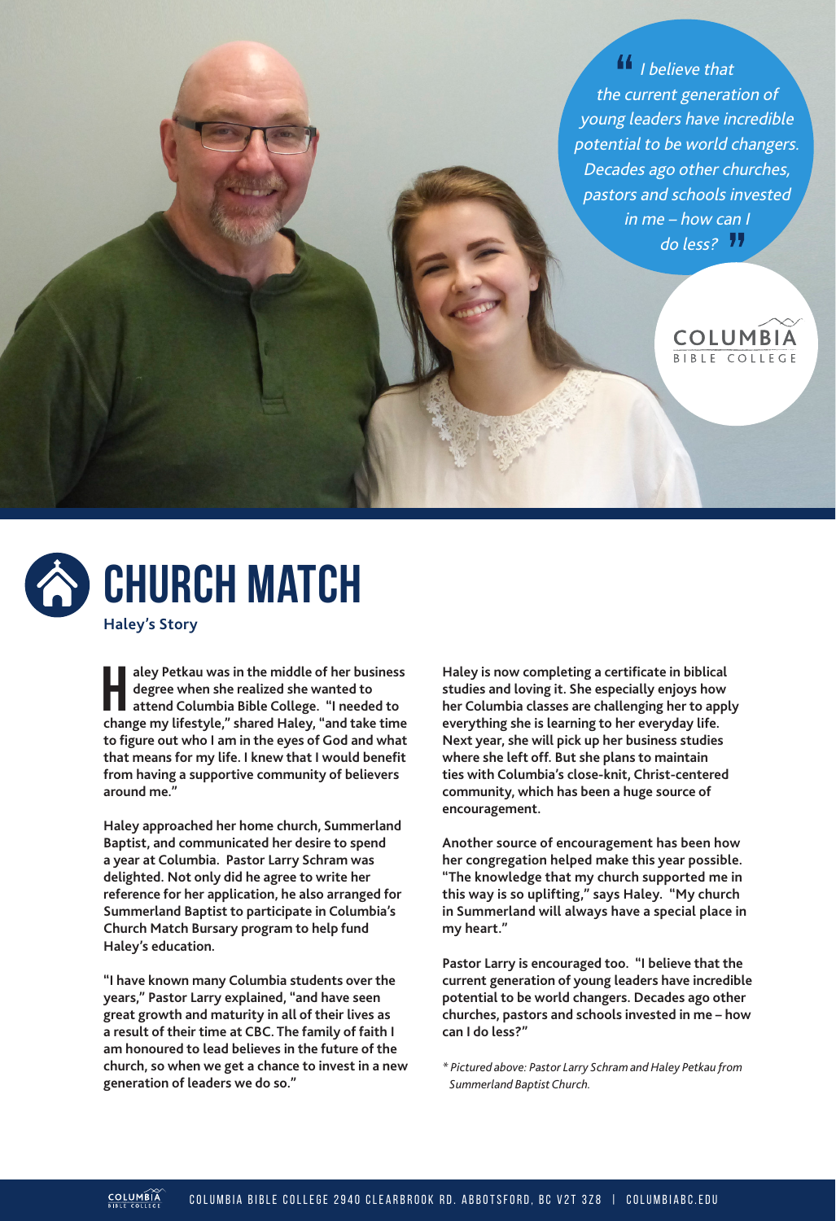> "I believe that the current generation of young leaders have incredible potential to be world changers. Decades ago other churches, pastors and schools invested in me – how can I do less?"

COLUMBIA BIBLE COLLEGE

# CHURCH MATCH

**Haley's Story**

**Haley Petkau was in the middle of her business degree when she realized she wanted to attend Columbia Bible College. "I needed to change my lifestyle," shared Haley, "and take time to figure out who I am in the eyes of God and what that means for my life. I knew that I would benefit from having a supportive community of believers around me."**

**Haley approached her home church, Summerland Baptist, and communicated her desire to spend a year at Columbia. Pastor Larry Schram was delighted. Not only did he agree to write her reference for her application, he also arranged for Summerland Baptist to participate in Columbia's Church Match Bursary program to help fund Haley's education.**

**"I have known many Columbia students over the years," Pastor Larry explained, "and have seen great growth and maturity in all of their lives as a result of their time at CBC. The family of faith I am honoured to lead believes in the future of the church, so when we get a chance to invest in a new generation of leaders we do so."**

**Haley is now completing a certificate in biblical studies and loving it. She especially enjoys how her Columbia classes are challenging her to apply everything she is learning to her everyday life. Next year, she will pick up her business studies where she left off. But she plans to maintain ties with Columbia's close-knit, Christ-centered community, which has been a huge source of encouragement.**

**Another source of encouragement has been how her congregation helped make this year possible. "The knowledge that my church supported me in this way is so uplifting," says Haley. "My church in Summerland will always have a special place in my heart."**

**Pastor Larry is encouraged too. "I believe that the current generation of young leaders have incredible potential to be world changers. Decades ago other churches, pastors and schools invested in me – how can I do less?"**

*\* Pictured above: Pastor Larry Schram and Haley Petkau from Summerland Baptist Church.*

COLUMBIA BIBLE COLLEGE 2940 CLEARBROOK RD. ABBOTSFORD, BC V2T 3Z8 | COLUMBIABC.EDU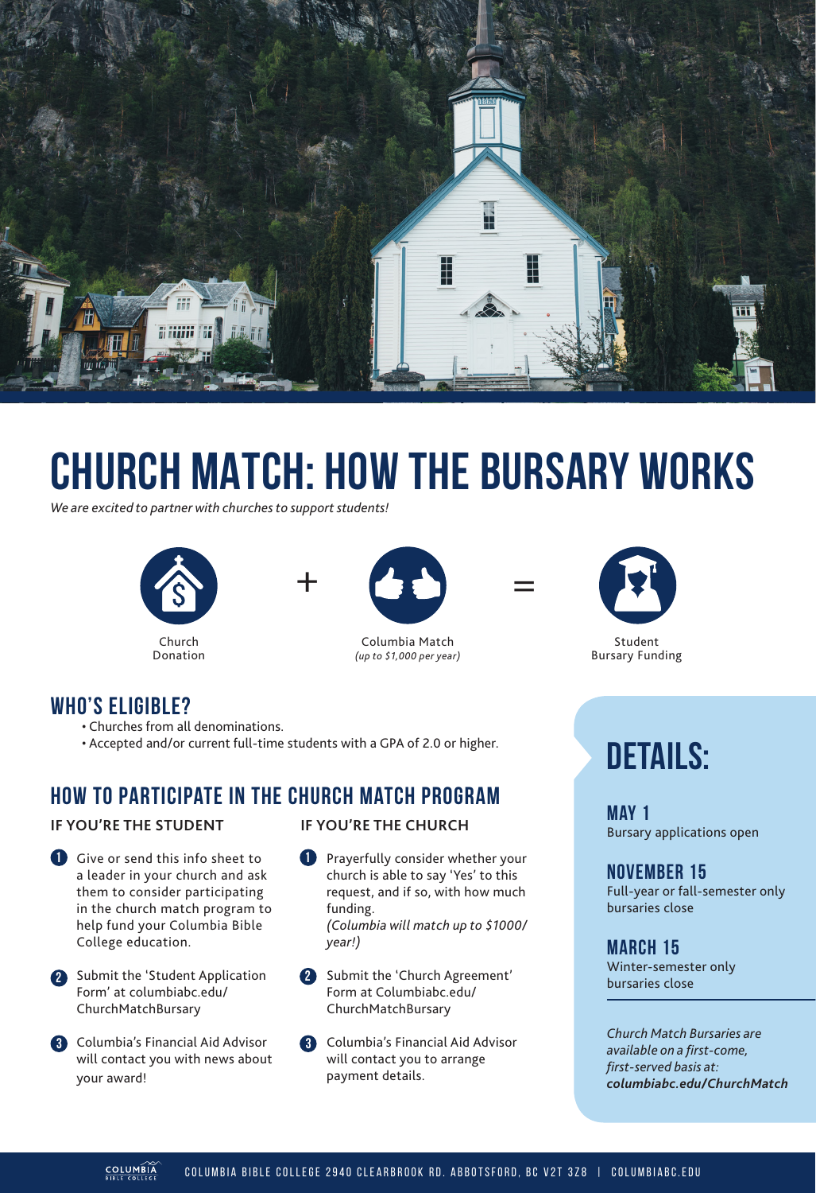# CHURCH MATCH: HOW THE BURSARY WORKS

*We are excited to partner with churches to support students!*

Church Donation + Columbia Match *(up to $1,000 per year)* = Student Bursary Funding

## WHO'S ELIGIBLE?

- Churches from all denominations.
- Accepted and/or current full-time students with a GPA of 2.0 or higher.

## HOW TO PARTICIPATE IN THE CHURCH MATCH PROGRAM

### IF YOU'RE THE STUDENT

1. Give or send this info sheet to a leader in your church and ask them to consider participating in the church match program to help fund your Columbia Bible College education.
2. Submit the 'Student Application Form' at columbiabc.edu/ChurchMatchBursary
3. Columbia's Financial Aid Advisor will contact you with news about your award!

### IF YOU'RE THE CHURCH

1. Prayerfully consider whether your church is able to say 'Yes' to this request, and if so, with how much funding. *(Columbia will match up to $1000/year!)*
2. Submit the 'Church Agreement' Form at Columbiabc.edu/ChurchMatchBursary
3. Columbia's Financial Aid Advisor will contact you to arrange payment details.

## DETAILS:

**MAY 1**
Bursary applications open

**NOVEMBER 15**
Full-year or fall-semester only bursaries close

**MARCH 15**
Winter-semester only bursaries close

*Church Match Bursaries are available on a first-come, first-served basis at:* ***columbiabc.edu/ChurchMatch***

COLUMBIA BIBLE COLLEGE 2940 CLEARBROOK RD. ABBOTSFORD, BC V2T 3Z8 | COLUMBIABC.EDU